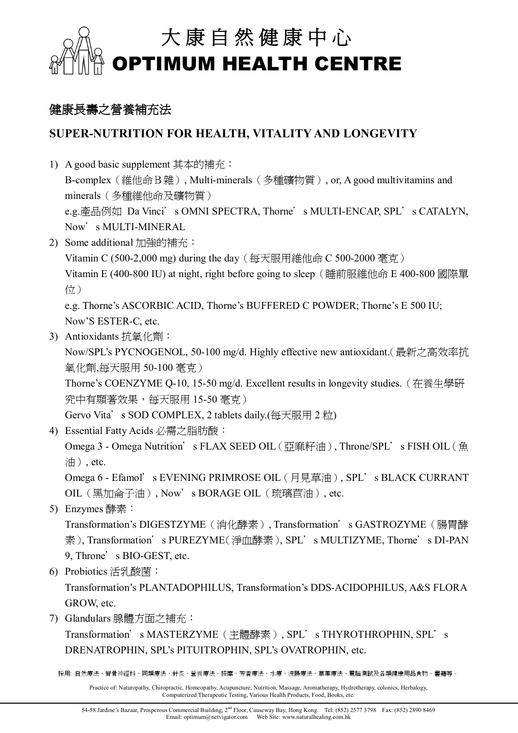# 大康自然健康中心
# OPTIMUM HEALTH CENTRE

## 健康長壽之營養補充法

## SUPER-NUTRITION FOR HEALTH, VITALITY AND LONGEVITY

1) A good basic supplement 其本的補充：
   B-complex（維他命Ｂ雜）, Multi-minerals（多種礦物質）, or, A good multivitamins and minerals（多種維他命及礦物質）
   e.g.產品例如 Da Vinci' s OMNI SPECTRA, Thorne' s MULTI-ENCAP, SPL' s CATALYN, Now' s MULTI-MINERAL
2) Some additional 加強的補充：
   Vitamin C (500-2,000 mg) during the day（每天服用維他命 C 500-2000 毫克）
   Vitamin E (400-800 IU) at night, right before going to sleep（睡前服維他命 E 400-800 國際單位）
   e.g. Thorne's ASCORBIC ACID, Thorne's BUFFERED C POWDER; Thorne's E 500 IU; Now'S ESTER-C, etc.
3) Antioxidants 抗氧化劑：
   Now/SPL's PYCNOGENOL, 50-100 mg/d. Highly effective new antioxidant.（最新之高效率抗氧化劑,每天服用 50-100 毫克）
   Thorne's COENZYME Q-10, 15-50 mg/d. Excellent results in longevity studies.（在養生學研究中有顯著效果，每天服用 15-50 毫克）
   Gervo Vita' s SOD COMPLEX, 2 tablets daily.(每天服用 2 粒)
4) Essential Fatty Acids 必需之脂肪酸：
   Omega 3 - Omega Nutrition' s FLAX SEED OIL（亞麻籽油）, Throne/SPL' s FISH OIL（魚油）, etc.
   Omega 6 - Efamol' s EVENING PRIMROSE OIL（月見草油）, SPL' s BLACK CURRANT OIL（黑加侖子油）, Now' s BORAGE OIL（琉璃苣油）, etc.
5) Enzymes 酵素：
   Transformation's DIGESTZYME（消化酵素）, Transformation' s GASTROZYME（腸胃酵素）, Transformation' s PUREZYME（淨血酵素）, SPL' s MULTIZYME, Thorne' s DI-PAN 9, Throne' s BIO-GEST, etc.
6) Probiotics 活乳酸菌：
   Transformation's PLANTADOPHILUS, Transformation's DDS-ACIDOPHILUS, A&S FLORA GROW, etc.
7) Glandulars 腺體方面之補充：
   Transformation' s MASTERZYME（主體酵素）, SPL' s THYROTHROPHIN, SPL' s DRENATROPHIN, SPL's PITUITROPHIN, SPL's OVATROPHIN, etc.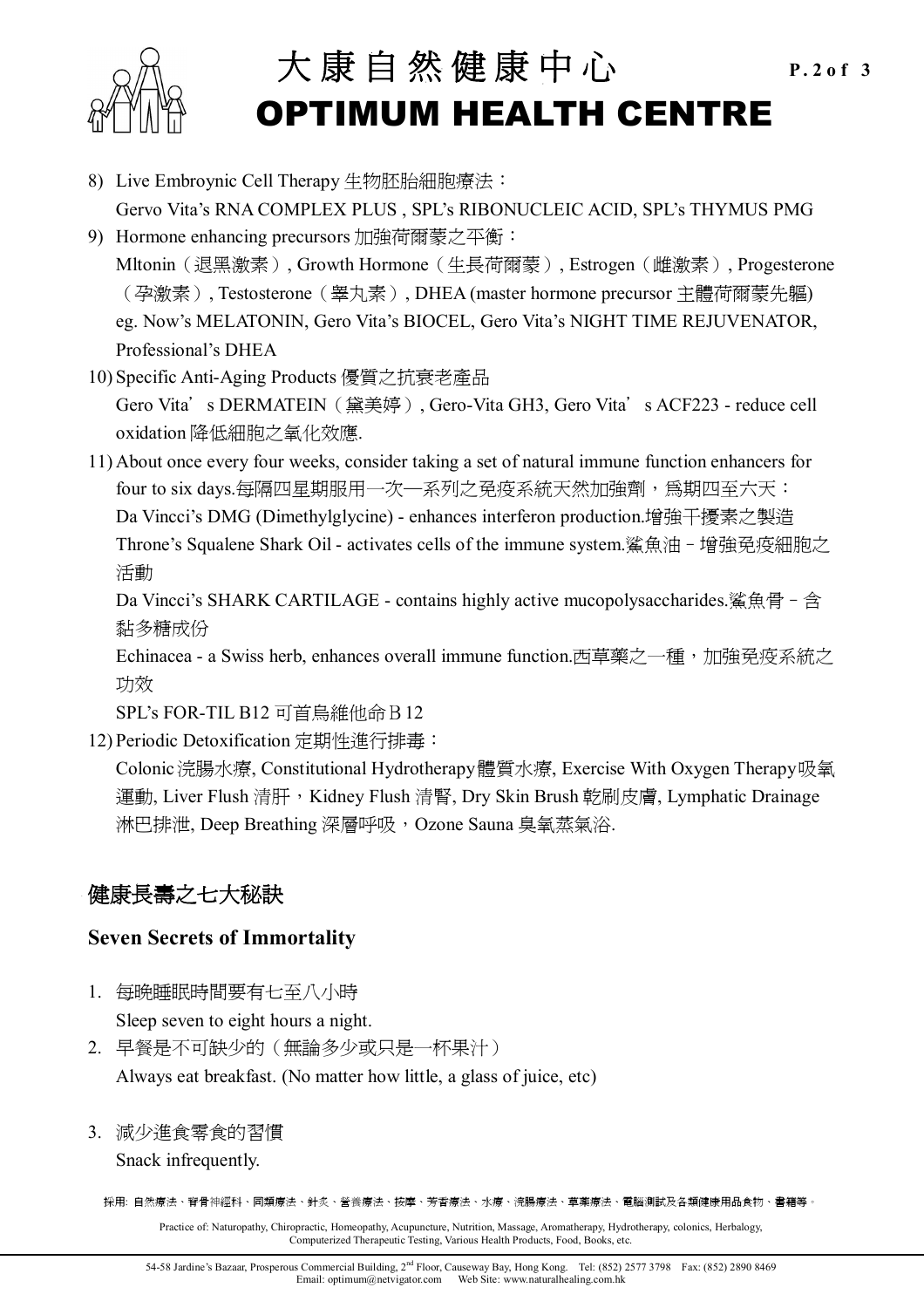8) Live Embroynic Cell Therapy 生物胚胎細胞療法：
   Gervo Vita's RNA COMPLEX PLUS , SPL's RIBONUCLEIC ACID, SPL's THYMUS PMG
9) Hormone enhancing precursors 加強荷爾蒙之平衡：
   Mltonin（退黑激素）, Growth Hormone（生長荷爾蒙）, Estrogen（雌激素）, Progesterone（孕激素）, Testosterone（睾丸素）, DHEA (master hormone precursor 主體荷爾蒙先驅)
   eg. Now's MELATONIN, Gero Vita's BIOCEL, Gero Vita's NIGHT TIME REJUVENATOR, Professional's DHEA
10) Specific Anti-Aging Products 優質之抗衰老產品
    Gero Vita' s DERMATEIN（黛美婷）, Gero-Vita GH3, Gero Vita' s ACF223 - reduce cell oxidation 降低細胞之氧化效應.
11) About once every four weeks, consider taking a set of natural immune function enhancers for four to six days.每隔四星期服用一次一系列之免疫系統天然加強劑，爲期四至六天：
    Da Vincci's DMG (Dimethylglycine) - enhances interferon production.增強干擾素之製造
    Throne's Squalene Shark Oil - activates cells of the immune system.鯊魚油－增強免疫細胞之活動
    Da Vincci's SHARK CARTILAGE - contains highly active mucopolysaccharides.鯊魚骨－含黏多糖成份
    Echinacea - a Swiss herb, enhances overall immune function.西草藥之一種，加強免疫系統之功效
    SPL's FOR-TIL B12 可首烏維他命Ｂ12
12) Periodic Detoxification 定期性進行排毒：
    Colonic 浣腸水療, Constitutional Hydrotherapy體質水療, Exercise With Oxygen Therapy吸氧運動, Liver Flush 清肝，Kidney Flush 清腎, Dry Skin Brush 乾刷皮膚, Lymphatic Drainage 淋巴排泄, Deep Breathing 深層呼吸，Ozone Sauna 臭氧蒸氣浴.

## 健康長壽之七大秘訣

### Seven Secrets of Immortality

1. 每晚睡眠時間要有七至八小時
   Sleep seven to eight hours a night.
2. 早餐是不可缺少的（無論多少或只是一杯果汁）
   Always eat breakfast. (No matter how little, a glass of juice, etc)
3. 減少進食零食的習慣
   Snack infrequently.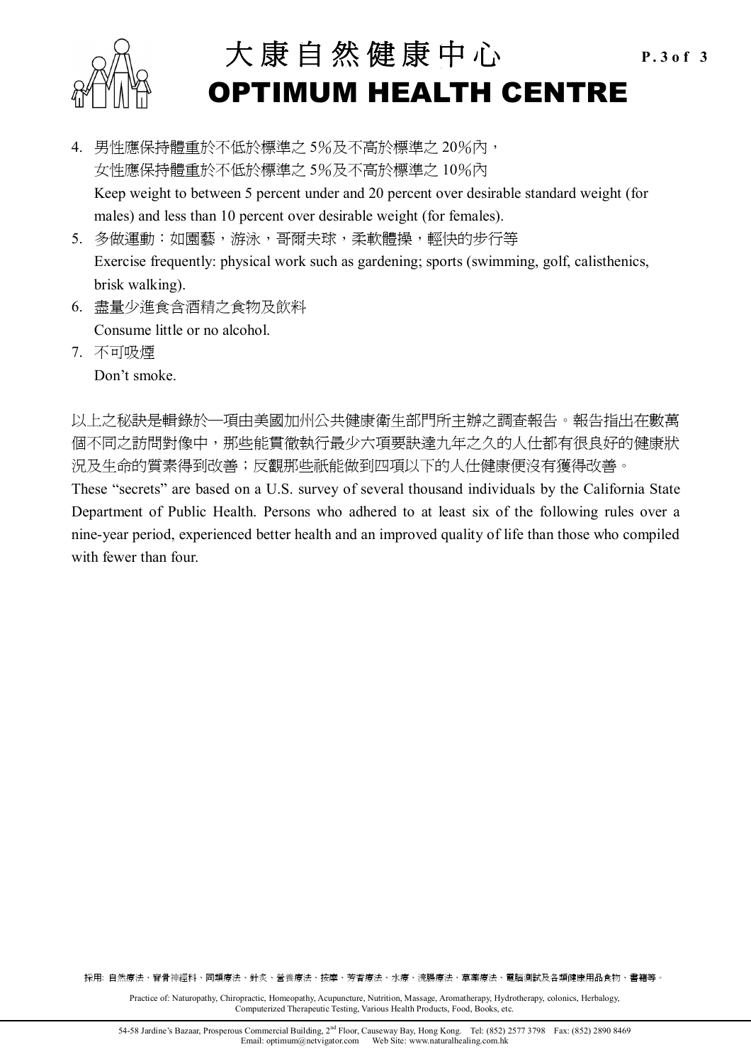4. 男性應保持體重於不低於標準之 5%及不高於標準之 20%內，
   女性應保持體重於不低於標準之 5%及不高於標準之 10%內
   Keep weight to between 5 percent under and 20 percent over desirable standard weight (for males) and less than 10 percent over desirable weight (for females).
5. 多做運動：如園藝，游泳，哥爾夫球，柔軟體操，輕快的步行等
   Exercise frequently: physical work such as gardening; sports (swimming, golf, calisthenics, brisk walking).
6. 盡量少進食含酒精之食物及飲料
   Consume little or no alcohol.
7. 不可吸煙
   Don't smoke.

以上之秘訣是輯錄於一項由美國加州公共健康衛生部門所主辦之調查報告。報告指出在數萬個不同之訪問對像中，那些能貫徹執行最少六項要訣達九年之久的人仕都有很良好的健康狀況及生命的質素得到改善；反觀那些祇能做到四項以下的人仕健康便沒有獲得改善。

These "secrets" are based on a U.S. survey of several thousand individuals by the California State Department of Public Health. Persons who adhered to at least six of the following rules over a nine-year period, experienced better health and an improved quality of life than those who compiled with fewer than four.